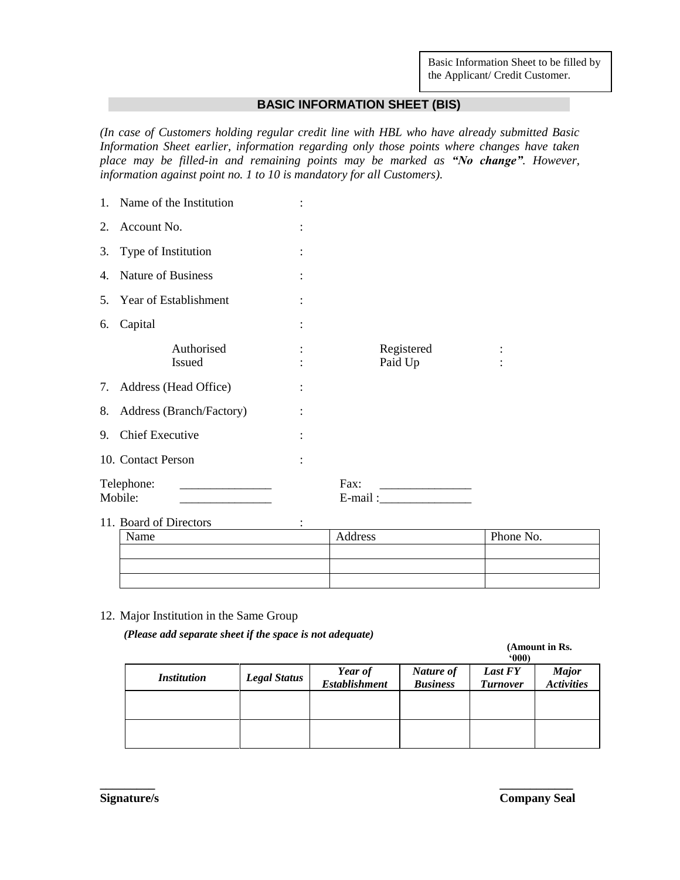Basic Information Sheet to be filled by the Applicant/ Credit Customer.

## BASIC INFORMATION SHEET (BIS)

*(In case of Customers holding regular credit line with HBL who have already submitted Basic Information Sheet earlier, information regarding only those points where changes have taken place may be filled-in and remaining points may be marked as **"No change"**. However, information against point no. 1 to 10 is mandatory for all Customers).*

1. Name of the Institution :
2. Account No. :
3. Type of Institution :
4. Nature of Business :
5. Year of Establishment :
6. Capital :

   Authorised : Registered :
   Issued : Paid Up :

7. Address (Head Office) :
8. Address (Branch/Factory) :
9. Chief Executive :
10. Contact Person :

Telephone: _______________ Fax: _______________
Mobile: _______________ E-mail :_______________

11. Board of Directors :

| Name | Address | Phone No. |
|---|---|---|
| | | |
| | | |
| | | |

12. Major Institution in the Same Group

*(Please add separate sheet if the space is not adequate)*

**(Amount in Rs. '000)**

| *Institution* | *Legal Status* | *Year of Establishment* | *Nature of Business* | *Last FY Turnover* | *Major Activities* |
|---|---|---|---|---|---|
| | | | | | |
| | | | | | |

_________ ____________
**Signature/s** **Company Seal**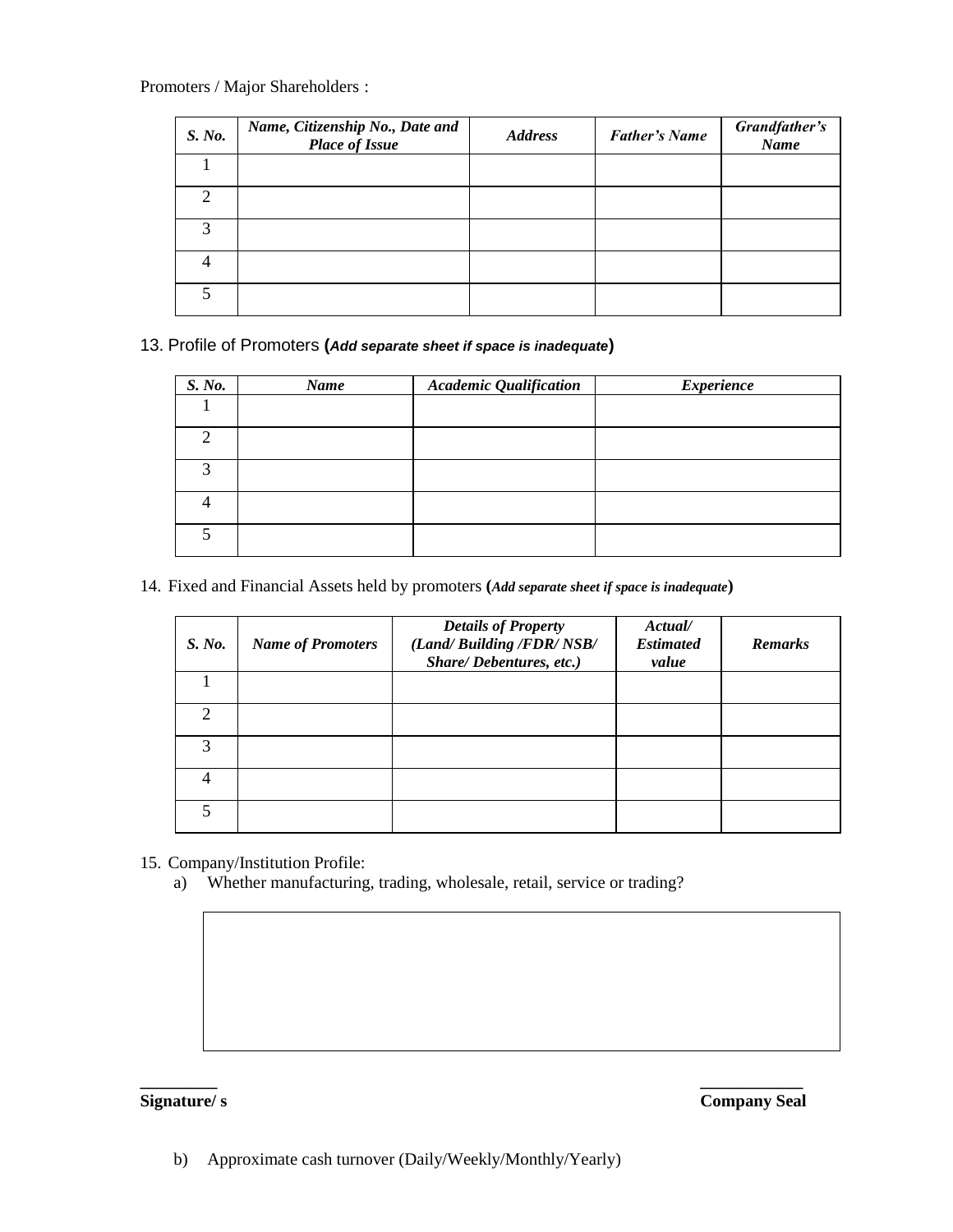Promoters / Major Shareholders :

| *S. No.* | *Name, Citizenship No., Date and Place of Issue* | *Address* | *Father's Name* | *Grandfather's Name* |
|---|---|---|---|---|
| 1 | | | | |
| 2 | | | | |
| 3 | | | | |
| 4 | | | | |
| 5 | | | | |

13. Profile of Promoters **(*Add separate sheet if space is inadequate*)**

| *S. No.* | *Name* | *Academic Qualification* | *Experience* |
|---|---|---|---|
| 1 | | | |
| 2 | | | |
| 3 | | | |
| 4 | | | |
| 5 | | | |

14. Fixed and Financial Assets held by promoters **(*Add separate sheet if space is inadequate*)**

| *S. No.* | *Name of Promoters* | *Details of Property (Land/ Building /FDR/ NSB/ Share/ Debentures, etc.)* | *Actual/ Estimated value* | *Remarks* |
|---|---|---|---|---|
| 1 | | | | |
| 2 | | | | |
| 3 | | | | |
| 4 | | | | |
| 5 | | | | |

15. Company/Institution Profile:
   a) Whether manufacturing, trading, wholesale, retail, service or trading?

**_________ Signature/ s**

**____________ Company Seal**

   b) Approximate cash turnover (Daily/Weekly/Monthly/Yearly)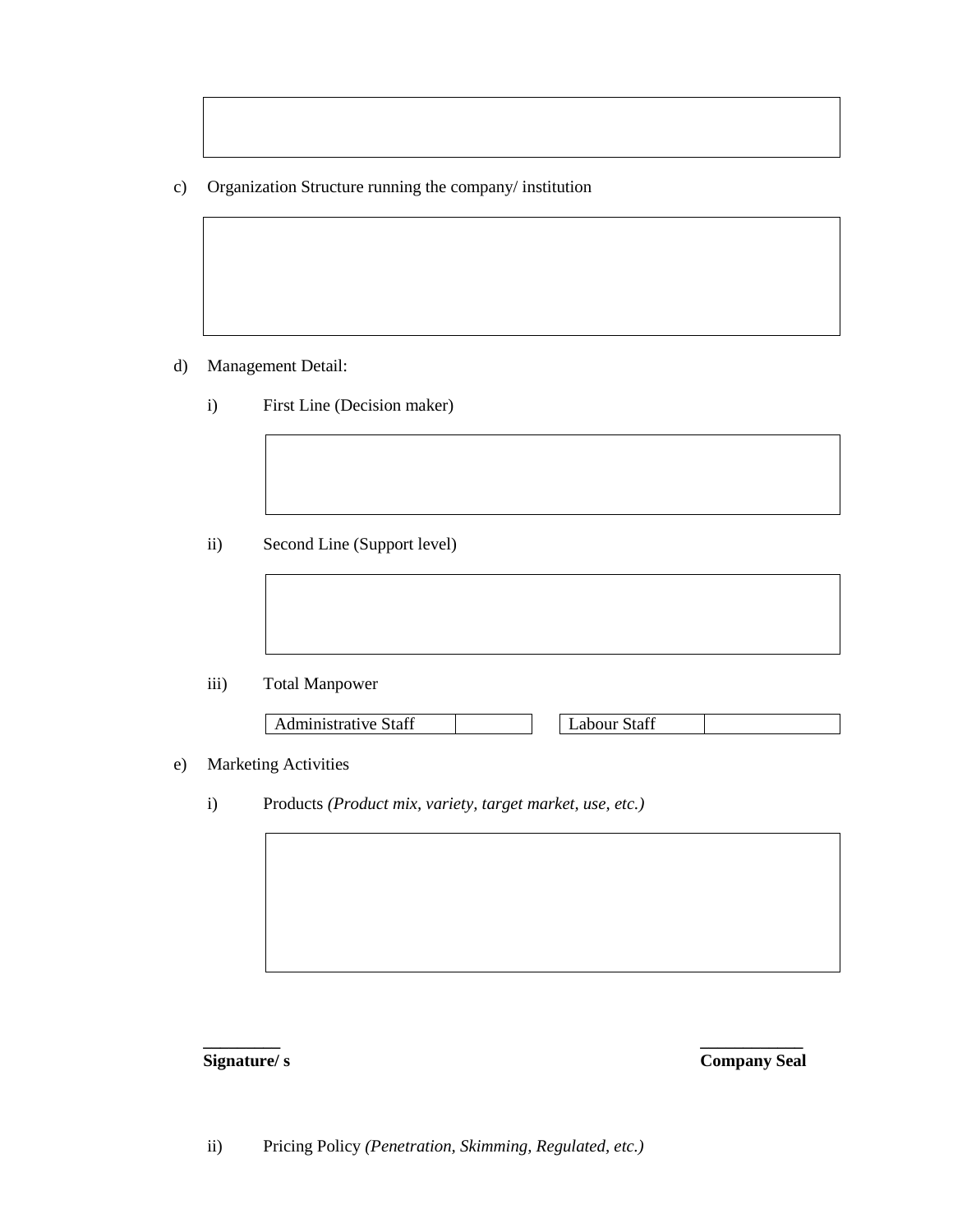c) Organization Structure running the company/ institution

d) Management Detail:

i) First Line (Decision maker)

ii) Second Line (Support level)

iii) Total Manpower

| Administrative Staff | | Labour Staff | |
|---|---|---|---|

e) Marketing Activities

i) Products *(Product mix, variety, target market, use, etc.)*

**Signature/ s** **Company Seal**

ii) Pricing Policy *(Penetration, Skimming, Regulated, etc.)*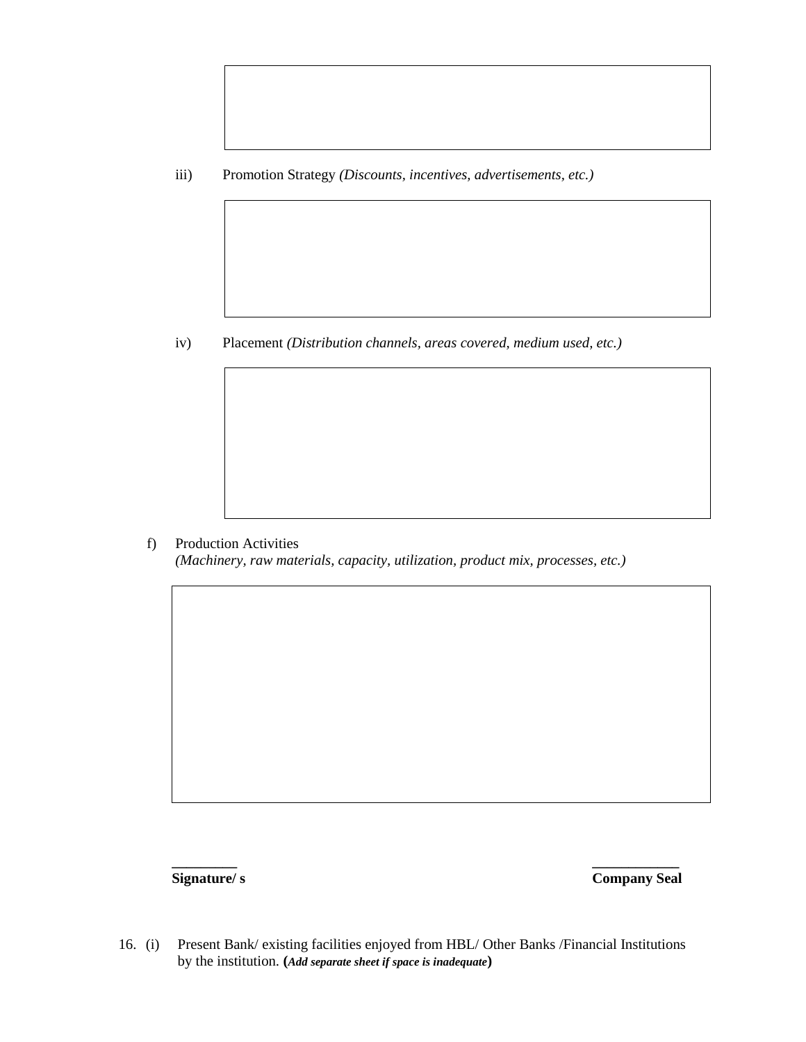iii) Promotion Strategy *(Discounts, incentives, advertisements, etc.)*

iv) Placement *(Distribution channels, areas covered, medium used, etc.)*

f) Production Activities
*(Machinery, raw materials, capacity, utilization, product mix, processes, etc.)*

**Signature/ s** **Company Seal**

16. (i) Present Bank/ existing facilities enjoyed from HBL/ Other Banks /Financial Institutions by the institution. **(*Add separate sheet if space is inadequate*)**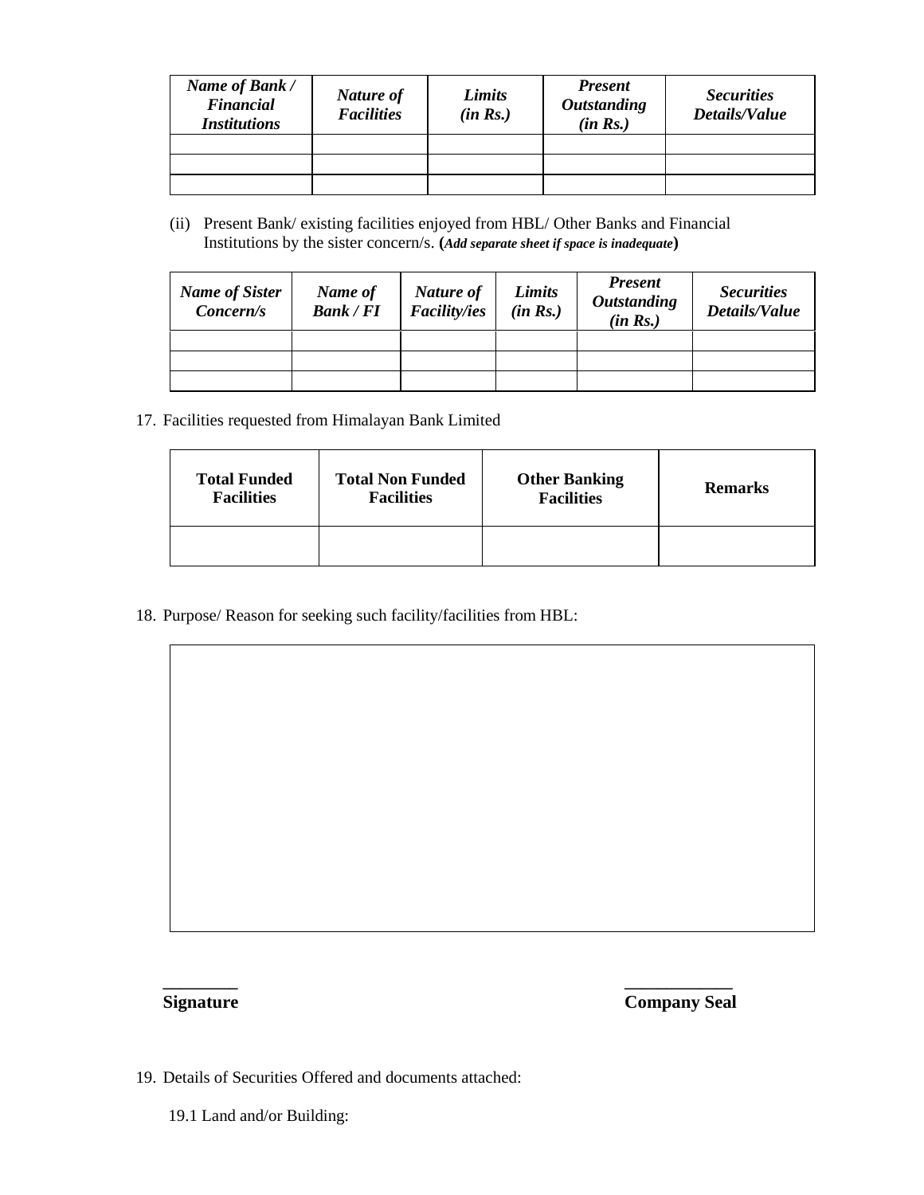| *Name of Bank / Financial Institutions* | *Nature of Facilities* | *Limits (in Rs.)* | *Present Outstanding (in Rs.)* | *Securities Details/Value* |
|---|---|---|---|---|
| | | | | |
| | | | | |
| | | | | |

(ii) Present Bank/ existing facilities enjoyed from HBL/ Other Banks and Financial Institutions by the sister concern/s. (***Add separate sheet if space is inadequate***)

| *Name of Sister Concern/s* | *Name of Bank / FI* | *Nature of Facility/ies* | *Limits (in Rs.)* | *Present Outstanding (in Rs.)* | *Securities Details/Value* |
|---|---|---|---|---|---|
| | | | | | |
| | | | | | |
| | | | | | |

17. Facilities requested from Himalayan Bank Limited

| **Total Funded Facilities** | **Total Non Funded Facilities** | **Other Banking Facilities** | **Remarks** |
|---|---|---|---|
| | | | |

18. Purpose/ Reason for seeking such facility/facilities from HBL:

| |
|---|
| |

**________**
**Signature**

**____________**
**Company Seal**

19. Details of Securities Offered and documents attached:

19.1 Land and/or Building: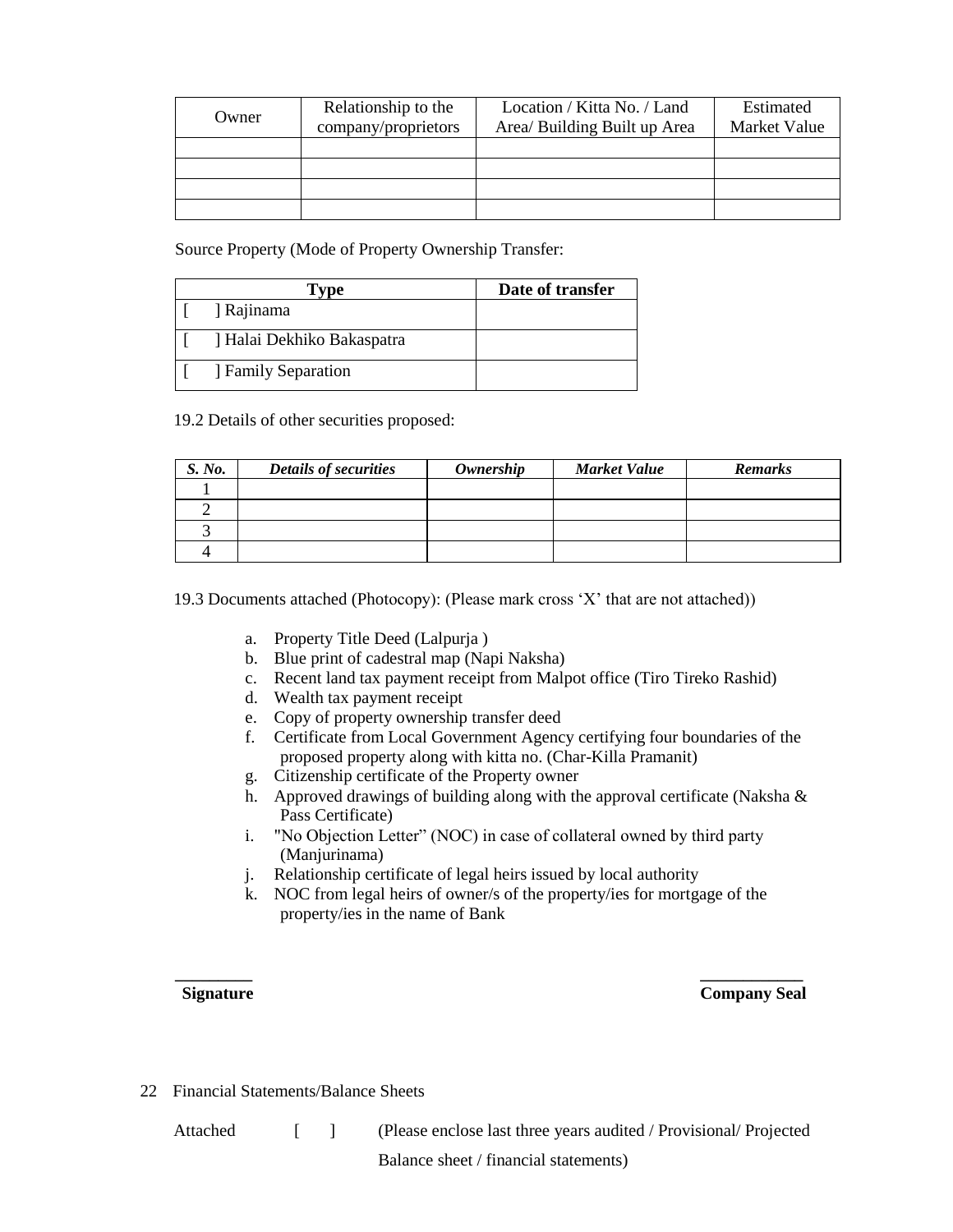| Owner | Relationship to the company/proprietors | Location / Kitta No. / Land Area/ Building Built up Area | Estimated Market Value |
|---|---|---|---|
| | | | |
| | | | |
| | | | |
| | | | |

Source Property (Mode of Property Ownership Transfer:

| Type | Date of transfer |
|---|---|
| [ ] Rajinama | |
| [ ] Halai Dekhiko Bakaspatra | |
| [ ] Family Separation | |

19.2 Details of other securities proposed:

| *S. No.* | *Details of securities* | *Ownership* | *Market Value* | *Remarks* |
|---|---|---|---|---|
| 1 | | | | |
| 2 | | | | |
| 3 | | | | |
| 4 | | | | |

19.3 Documents attached (Photocopy): (Please mark cross 'X' that are not attached))

a. Property Title Deed (Lalpurja )
b. Blue print of cadestral map (Napi Naksha)
c. Recent land tax payment receipt from Malpot office (Tiro Tireko Rashid)
d. Wealth tax payment receipt
e. Copy of property ownership transfer deed
f. Certificate from Local Government Agency certifying four boundaries of the proposed property along with kitta no. (Char-Killa Pramanit)
g. Citizenship certificate of the Property owner
h. Approved drawings of building along with the approval certificate (Naksha & Pass Certificate)
i. "No Objection Letter" (NOC) in case of collateral owned by third party (Manjurinama)
j. Relationship certificate of legal heirs issued by local authority
k. NOC from legal heirs of owner/s of the property/ies for mortgage of the property/ies in the name of Bank

**Signature** **Company Seal**

22 Financial Statements/Balance Sheets

Attached [ ] (Please enclose last three years audited / Provisional/ Projected Balance sheet / financial statements)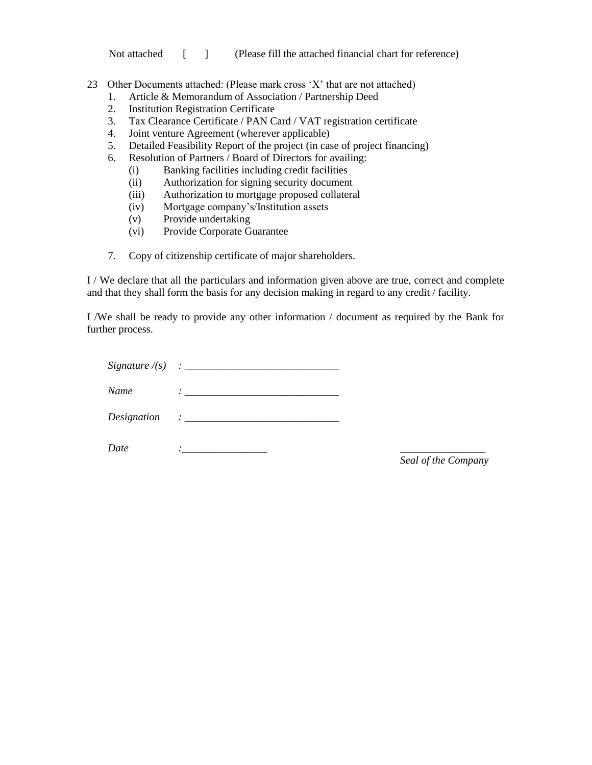Not attached [ ] (Please fill the attached financial chart for reference)

23 Other Documents attached: (Please mark cross 'X' that are not attached)

1. Article & Memorandum of Association / Partnership Deed
2. Institution Registration Certificate
3. Tax Clearance Certificate / PAN Card / VAT registration certificate
4. Joint venture Agreement (wherever applicable)
5. Detailed Feasibility Report of the project (in case of project financing)
6. Resolution of Partners / Board of Directors for availing:
   - (i) Banking facilities including credit facilities
   - (ii) Authorization for signing security document
   - (iii) Authorization to mortgage proposed collateral
   - (iv) Mortgage company's/Institution assets
   - (v) Provide undertaking
   - (vi) Provide Corporate Guarantee
7. Copy of citizenship certificate of major shareholders.

I / We declare that all the particulars and information given above are true, correct and complete and that they shall form the basis for any decision making in regard to any credit / facility.

I /We shall be ready to provide any other information / document as required by the Bank for further process.

*Signature /(s)* : _____________________________

*Name* : _____________________________

*Designation* : _____________________________

*Date* :________________

________________
*Seal of the Company*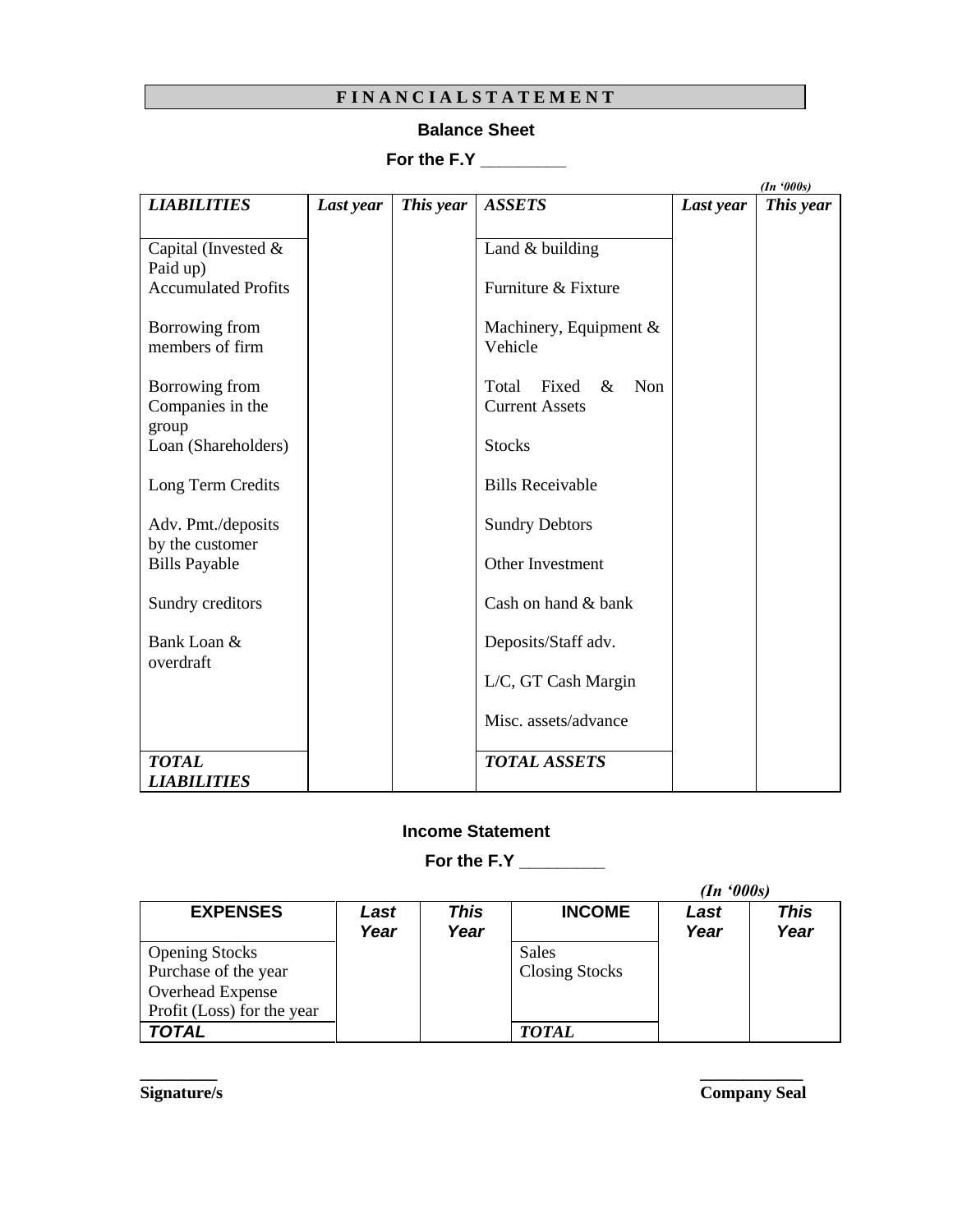## F I N A N C I A L S T A T E M E N T

### Balance Sheet

**For the F.Y _________**

*(In '000s)*

| *LIABILITIES* | *Last year* | *This year* | *ASSETS* | *Last year* | *This year* |
|---|---|---|---|---|---|
| Capital (Invested & Paid up) | | | Land & building | | |
| Accumulated Profits | | | Furniture & Fixture | | |
| Borrowing from members of firm | | | Machinery, Equipment & Vehicle | | |
| Borrowing from Companies in the group | | | Total Fixed & Non Current Assets | | |
| Loan (Shareholders) | | | Stocks | | |
| Long Term Credits | | | Bills Receivable | | |
| Adv. Pmt./deposits by the customer | | | Sundry Debtors | | |
| Bills Payable | | | Other Investment | | |
| Sundry creditors | | | Cash on hand & bank | | |
| Bank Loan & overdraft | | | Deposits/Staff adv. | | |
| | | | L/C, GT Cash Margin | | |
| | | | Misc. assets/advance | | |
| *TOTAL LIABILITIES* | | | *TOTAL ASSETS* | | |

### Income Statement

**For the F.Y _________**

*(In '000s)*

| **EXPENSES** | ***Last Year*** | ***This Year*** | **INCOME** | ***Last Year*** | ***This Year*** |
|---|---|---|---|---|---|
| Opening Stocks | | | Sales | | |
| Purchase of the year | | | Closing Stocks | | |
| Overhead Expense | | | | | |
| Profit (Loss) for the year | | | | | |
| ***TOTAL*** | | | ***TOTAL*** | | |

_________ &nbsp;&nbsp;&nbsp;&nbsp;&nbsp;&nbsp;&nbsp;&nbsp;&nbsp;&nbsp;&nbsp;&nbsp;&nbsp;&nbsp;&nbsp;&nbsp;&nbsp;&nbsp;&nbsp;&nbsp;&nbsp;&nbsp;&nbsp;&nbsp; ___________

**Signature/s** &nbsp;&nbsp;&nbsp;&nbsp;&nbsp;&nbsp;&nbsp;&nbsp;&nbsp;&nbsp;&nbsp;&nbsp;&nbsp;&nbsp;&nbsp;&nbsp;&nbsp;&nbsp;&nbsp;&nbsp;&nbsp;&nbsp;&nbsp;&nbsp; **Company Seal**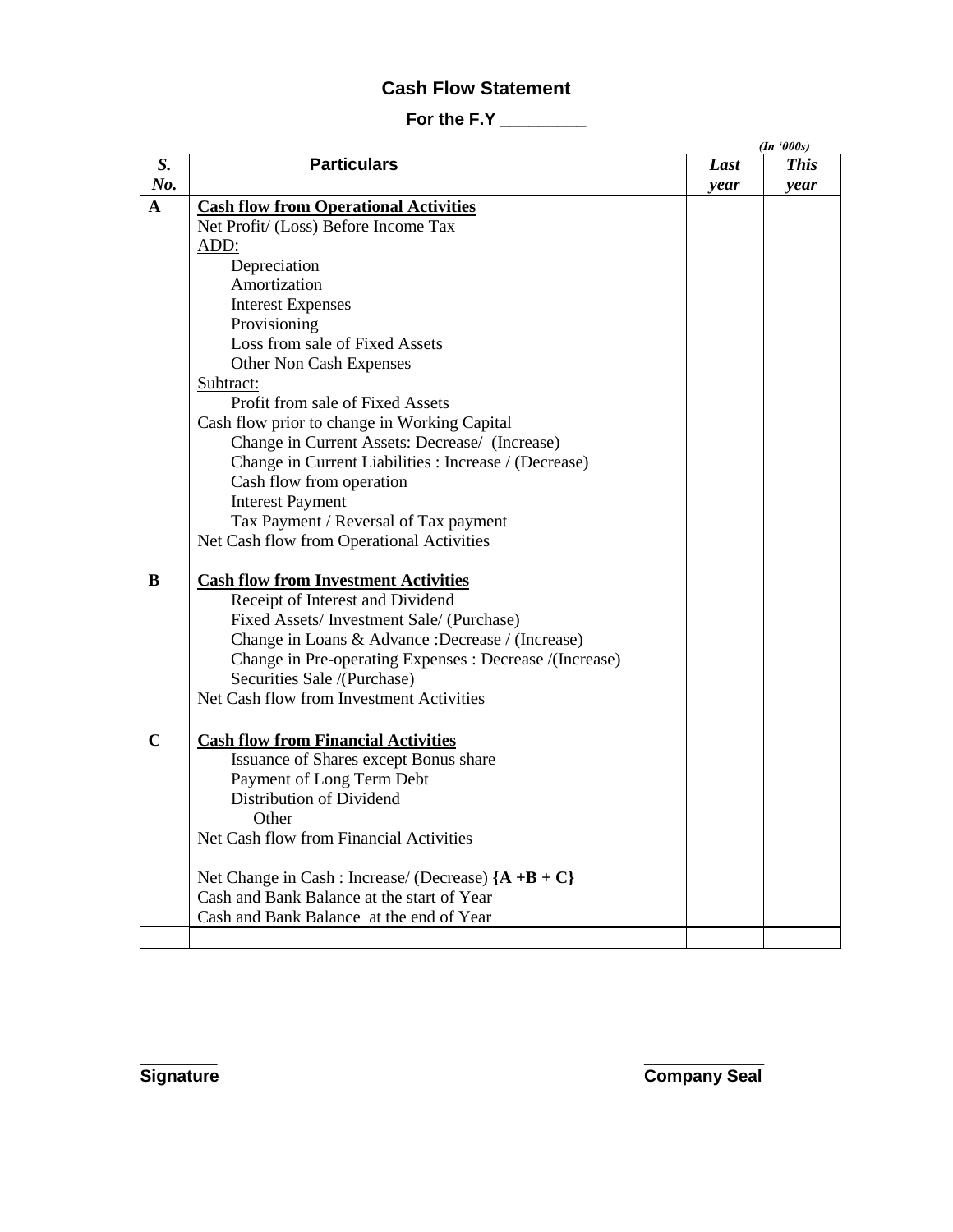# Cash Flow Statement

**For the F.Y _________**

*(In '000s)*

| *S. No.* | **Particulars** | *Last year* | *This year* |
|---|---|---|---|
| **A** | **Cash flow from Operational Activities** | | |
| | Net Profit/ (Loss) Before Income Tax | | |
| | ADD: | | |
| | Depreciation | | |
| | Amortization | | |
| | Interest Expenses | | |
| | Provisioning | | |
| | Loss from sale of Fixed Assets | | |
| | Other Non Cash Expenses | | |
| | Subtract: | | |
| | Profit from sale of Fixed Assets | | |
| | Cash flow prior to change in Working Capital | | |
| | Change in Current Assets: Decrease/ (Increase) | | |
| | Change in Current Liabilities : Increase / (Decrease) | | |
| | Cash flow from operation | | |
| | Interest Payment | | |
| | Tax Payment / Reversal of Tax payment | | |
| | Net Cash flow from Operational Activities | | |
| **B** | **Cash flow from Investment Activities** | | |
| | Receipt of Interest and Dividend | | |
| | Fixed Assets/ Investment Sale/ (Purchase) | | |
| | Change in Loans & Advance :Decrease / (Increase) | | |
| | Change in Pre-operating Expenses : Decrease /(Increase) | | |
| | Securities Sale /(Purchase) | | |
| | Net Cash flow from Investment Activities | | |
| **C** | **Cash flow from Financial Activities** | | |
| | Issuance of Shares except Bonus share | | |
| | Payment of Long Term Debt | | |
| | Distribution of Dividend | | |
| | Other | | |
| | Net Cash flow from Financial Activities | | |
| | Net Change in Cash : Increase/ (Decrease) **{A +B + C}** | | |
| | Cash and Bank Balance at the start of Year | | |
| | Cash and Bank Balance at the end of Year | | |
| | | | |

________
**Signature**

_____________
**Company Seal**